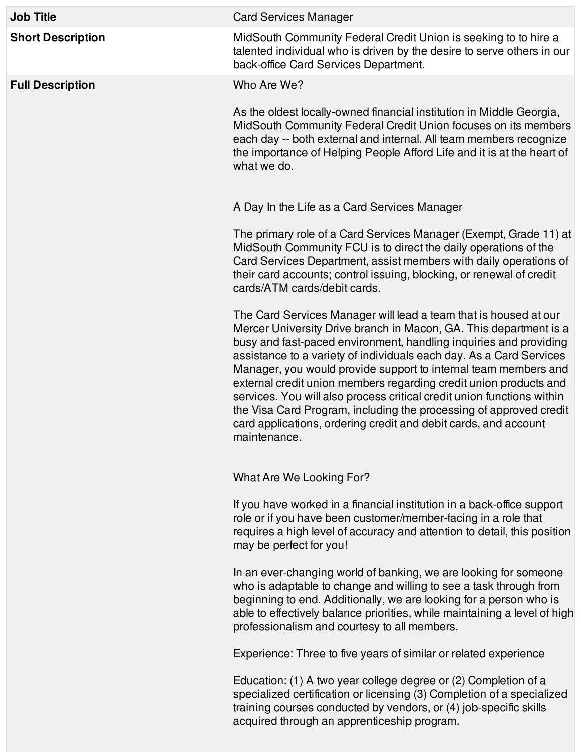| | |
|---|---|
| **Job Title** | Card Services Manager |
| **Short Description** | MidSouth Community Federal Credit Union is seeking to to hire a talented individual who is driven by the desire to serve others in our back-office Card Services Department. |
| **Full Description** | Who Are We?<br><br>As the oldest locally-owned financial institution in Middle Georgia, MidSouth Community Federal Credit Union focuses on its members each day -- both external and internal. All team members recognize the importance of Helping People Afford Life and it is at the heart of what we do.<br><br>A Day In the Life as a Card Services Manager<br><br>The primary role of a Card Services Manager (Exempt, Grade 11) at MidSouth Community FCU is to direct the daily operations of the Card Services Department, assist members with daily operations of their card accounts; control issuing, blocking, or renewal of credit cards/ATM cards/debit cards.<br><br>The Card Services Manager will lead a team that is housed at our Mercer University Drive branch in Macon, GA. This department is a busy and fast-paced environment, handling inquiries and providing assistance to a variety of individuals each day. As a Card Services Manager, you would provide support to internal team members and external credit union members regarding credit union products and services. You will also process critical credit union functions within the Visa Card Program, including the processing of approved credit card applications, ordering credit and debit cards, and account maintenance.<br><br>What Are We Looking For?<br><br>If you have worked in a financial institution in a back-office support role or if you have been customer/member-facing in a role that requires a high level of accuracy and attention to detail, this position may be perfect for you!<br><br>In an ever-changing world of banking, we are looking for someone who is adaptable to change and willing to see a task through from beginning to end. Additionally, we are looking for a person who is able to effectively balance priorities, while maintaining a level of high professionalism and courtesy to all members.<br><br>Experience: Three to five years of similar or related experience<br><br>Education: (1) A two year college degree or (2) Completion of a specialized certification or licensing (3) Completion of a specialized training courses conducted by vendors, or (4) job-specific skills acquired through an apprenticeship program. |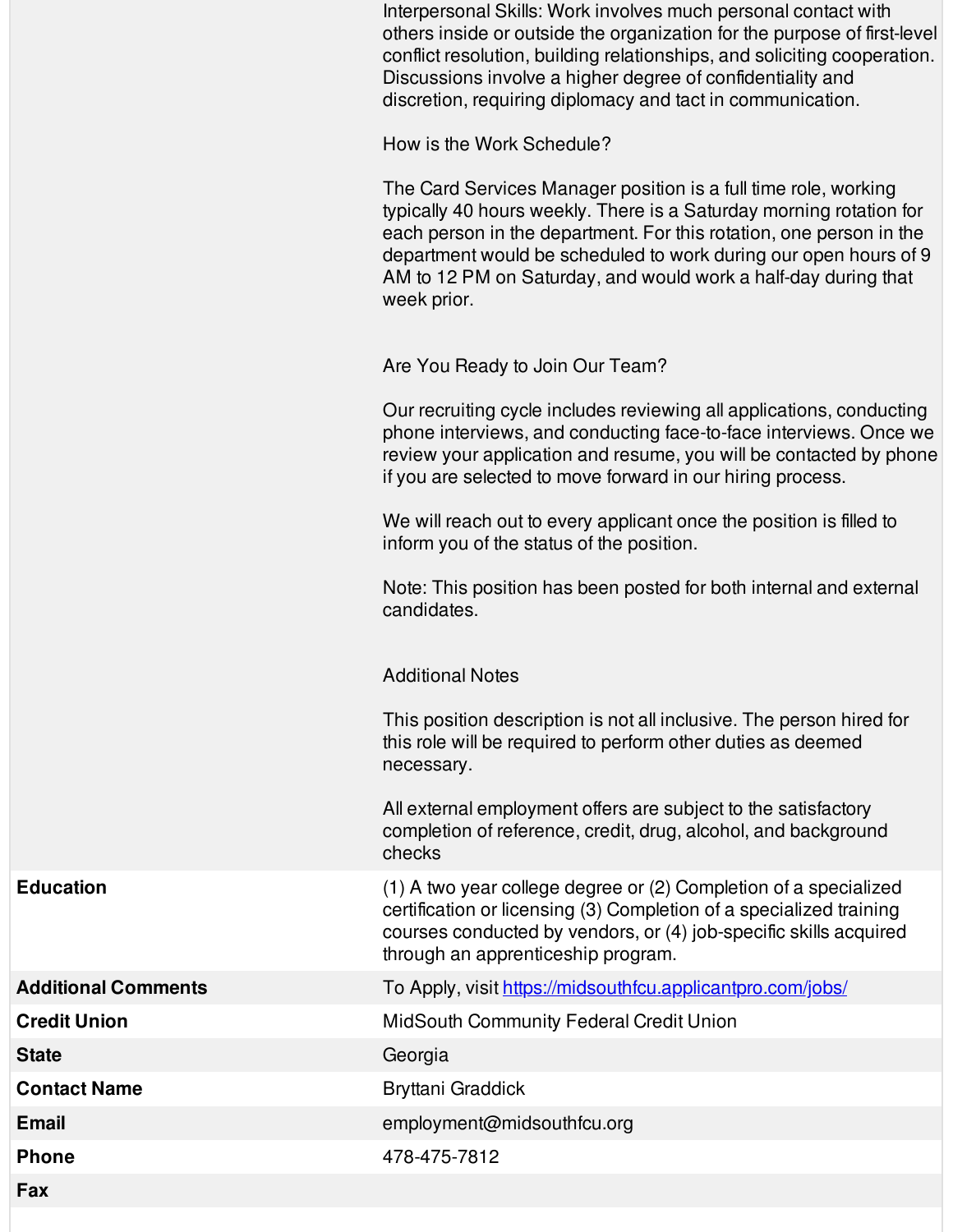| | |
|---|---|
| | Interpersonal Skills: Work involves much personal contact with others inside or outside the organization for the purpose of first-level conflict resolution, building relationships, and soliciting cooperation. Discussions involve a higher degree of confidentiality and discretion, requiring diplomacy and tact in communication.<br><br>How is the Work Schedule?<br><br>The Card Services Manager position is a full time role, working typically 40 hours weekly. There is a Saturday morning rotation for each person in the department. For this rotation, one person in the department would be scheduled to work during our open hours of 9 AM to 12 PM on Saturday, and would work a half-day during that week prior.<br><br>Are You Ready to Join Our Team?<br><br>Our recruiting cycle includes reviewing all applications, conducting phone interviews, and conducting face-to-face interviews. Once we review your application and resume, you will be contacted by phone if you are selected to move forward in our hiring process.<br><br>We will reach out to every applicant once the position is filled to inform you of the status of the position.<br><br>Note: This position has been posted for both internal and external candidates.<br><br>Additional Notes<br><br>This position description is not all inclusive. The person hired for this role will be required to perform other duties as deemed necessary.<br><br>All external employment offers are subject to the satisfactory completion of reference, credit, drug, alcohol, and background checks |
| **Education** | (1) A two year college degree or (2) Completion of a specialized certification or licensing (3) Completion of a specialized training courses conducted by vendors, or (4) job-specific skills acquired through an apprenticeship program. |
| **Additional Comments** | To Apply, visit [https://midsouthfcu.applicantpro.com/jobs/](https://midsouthfcu.applicantpro.com/jobs/) |
| **Credit Union** | MidSouth Community Federal Credit Union |
| **State** | Georgia |
| **Contact Name** | Bryttani Graddick |
| **Email** | employment@midsouthfcu.org |
| **Phone** | 478-475-7812 |
| **Fax** | |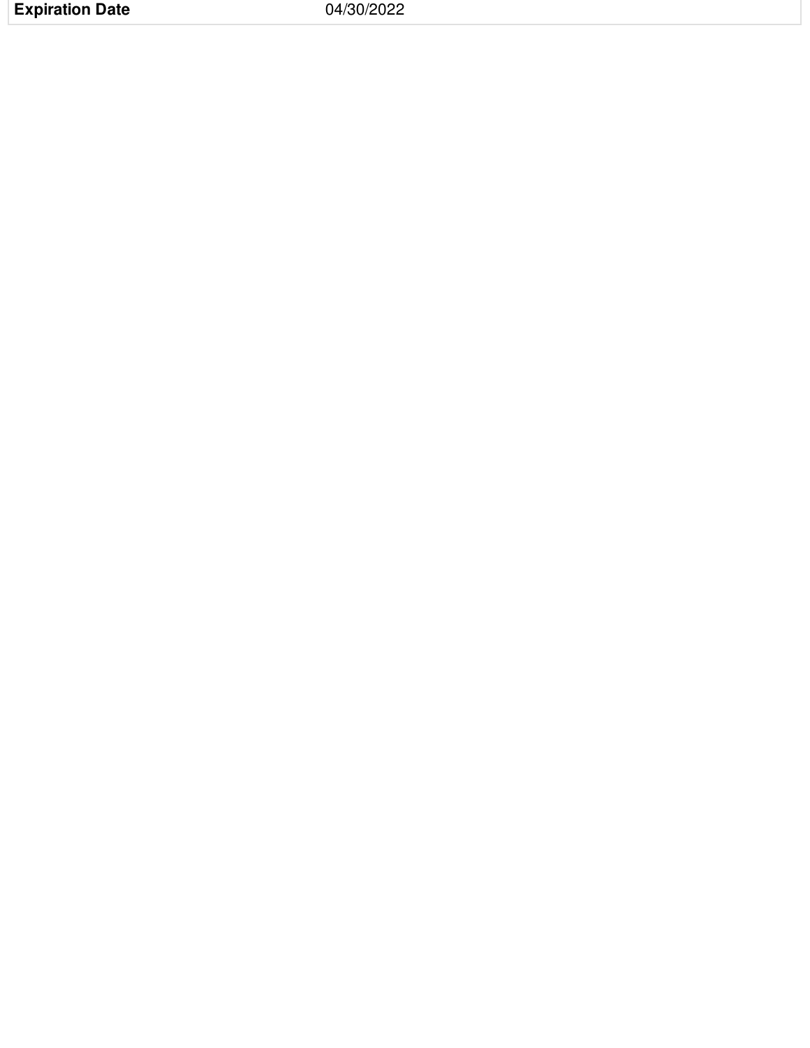| | |
|---|---|
| **Expiration Date** | 04/30/2022 |